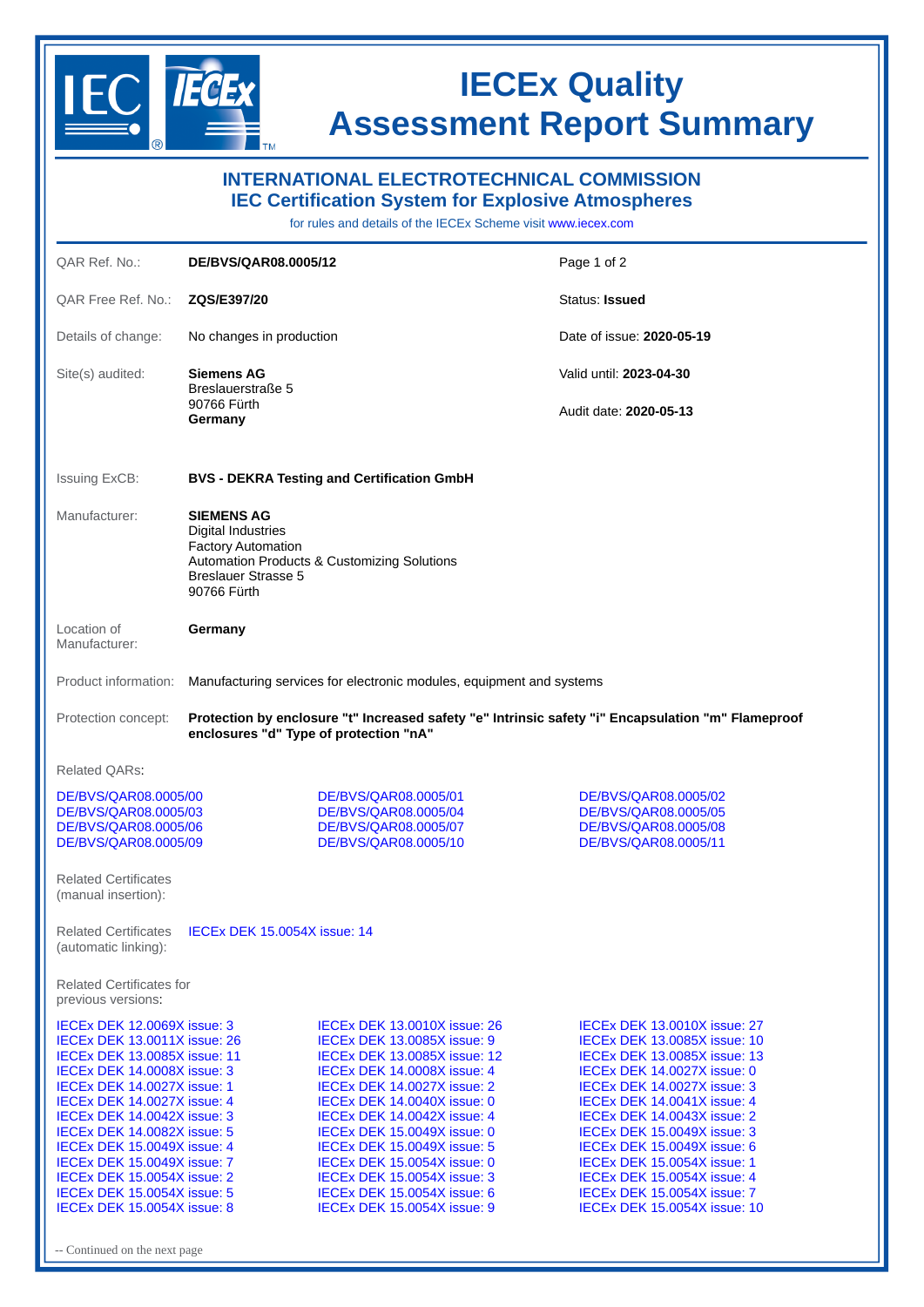# IECEx Quality Assessment Report Summary

## INTERNATIONAL ELECTROTECHNICAL COMMISSION
## IEC Certification System for Explosive Atmospheres

for rules and details of the IECEx Scheme visit www.iecex.com

| | | |
|---|---|---|
| QAR Ref. No.: | **DE/BVS/QAR08.0005/12** | Page 1 of 2 |
| QAR Free Ref. No.: | **ZQS/E397/20** | Status: **Issued** |
| Details of change: | No changes in production | Date of issue: **2020-05-19** |
| Site(s) audited: | **Siemens AG**<br>Breslauerstraße 5<br>90766 Fürth<br>**Germany** | Valid until: **2023-04-30**<br><br>Audit date: **2020-05-13** |

Issuing ExCB: **BVS - DEKRA Testing and Certification GmbH**

Manufacturer: **SIEMENS AG**
Digital Industries
Factory Automation
Automation Products & Customizing Solutions
Breslauer Strasse 5
90766 Fürth

Location of Manufacturer: **Germany**

Product information: Manufacturing services for electronic modules, equipment and systems

Protection concept: **Protection by enclosure "t" Increased safety "e" Intrinsic safety "i" Encapsulation "m" Flameproof enclosures "d" Type of protection "nA"**

Related QARs:

DE/BVS/QAR08.0005/00
DE/BVS/QAR08.0005/01
DE/BVS/QAR08.0005/02
DE/BVS/QAR08.0005/03
DE/BVS/QAR08.0005/04
DE/BVS/QAR08.0005/05
DE/BVS/QAR08.0005/06
DE/BVS/QAR08.0005/07
DE/BVS/QAR08.0005/08
DE/BVS/QAR08.0005/09
DE/BVS/QAR08.0005/10
DE/BVS/QAR08.0005/11

Related Certificates (manual insertion):

Related Certificates (automatic linking): IECEx DEK 15.0054X issue: 14

Related Certificates for previous versions:

IECEx DEK 12.0069X issue: 3
IECEx DEK 13.0010X issue: 26
IECEx DEK 13.0010X issue: 27
IECEx DEK 13.0011X issue: 26
IECEx DEK 13.0085X issue: 9
IECEx DEK 13.0085X issue: 10
IECEx DEK 13.0085X issue: 11
IECEx DEK 13.0085X issue: 12
IECEx DEK 13.0085X issue: 13
IECEx DEK 14.0008X issue: 3
IECEx DEK 14.0008X issue: 4
IECEx DEK 14.0027X issue: 0
IECEx DEK 14.0027X issue: 1
IECEx DEK 14.0027X issue: 2
IECEx DEK 14.0027X issue: 3
IECEx DEK 14.0027X issue: 4
IECEx DEK 14.0040X issue: 0
IECEx DEK 14.0041X issue: 4
IECEx DEK 14.0042X issue: 3
IECEx DEK 14.0042X issue: 4
IECEx DEK 14.0043X issue: 2
IECEx DEK 14.0082X issue: 5
IECEx DEK 15.0049X issue: 0
IECEx DEK 15.0049X issue: 3
IECEx DEK 15.0049X issue: 4
IECEx DEK 15.0049X issue: 5
IECEx DEK 15.0049X issue: 6
IECEx DEK 15.0049X issue: 7
IECEx DEK 15.0054X issue: 0
IECEx DEK 15.0054X issue: 1
IECEx DEK 15.0054X issue: 2
IECEx DEK 15.0054X issue: 3
IECEx DEK 15.0054X issue: 4
IECEx DEK 15.0054X issue: 5
IECEx DEK 15.0054X issue: 6
IECEx DEK 15.0054X issue: 7
IECEx DEK 15.0054X issue: 8
IECEx DEK 15.0054X issue: 9
IECEx DEK 15.0054X issue: 10

-- Continued on the next page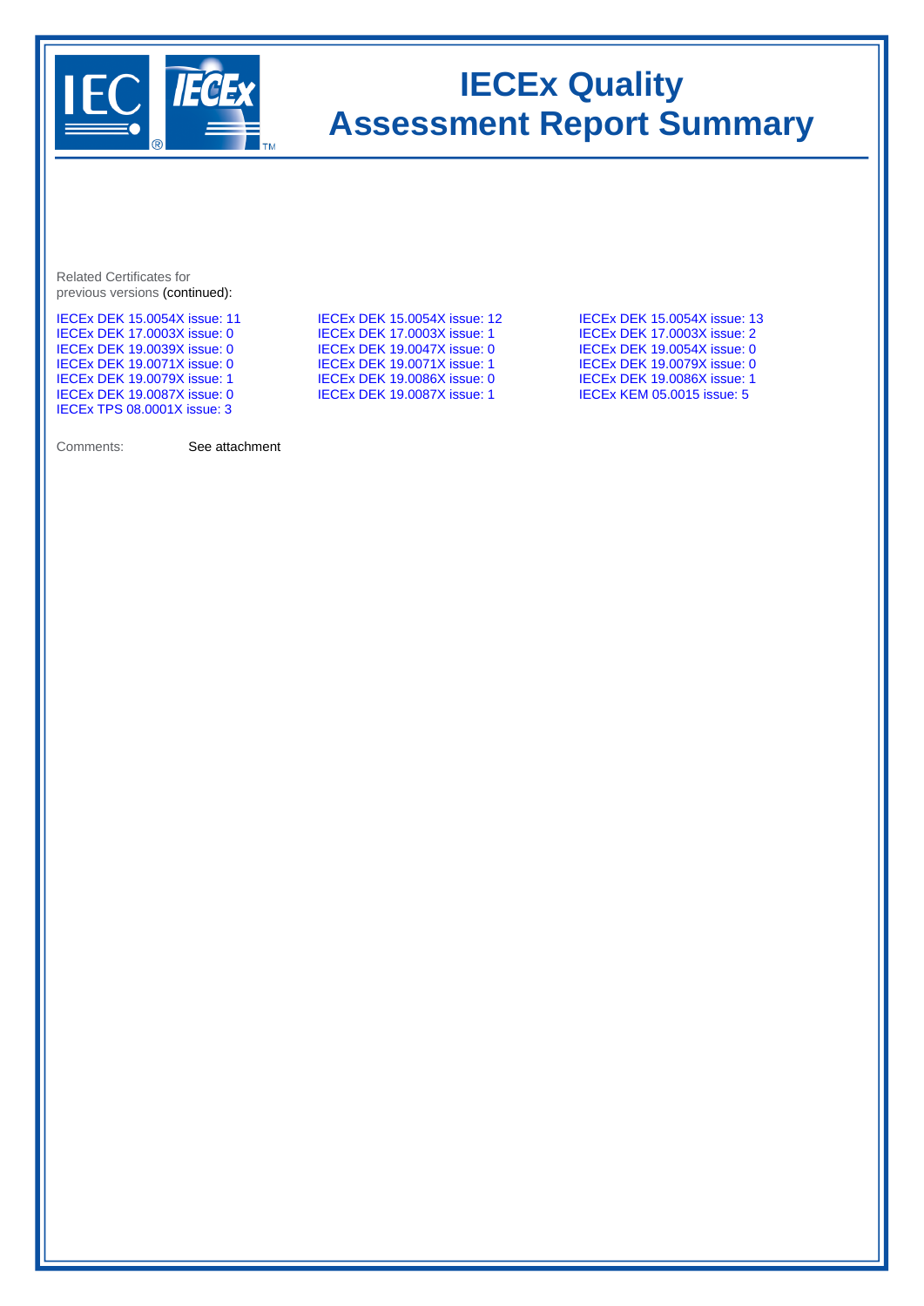# IECEx Quality Assessment Report Summary

Related Certificates for previous versions (continued):

IECEx DEK 15.0054X issue: 11
IECEx DEK 17.0003X issue: 0
IECEx DEK 19.0039X issue: 0
IECEx DEK 19.0071X issue: 0
IECEx DEK 19.0079X issue: 1
IECEx DEK 19.0087X issue: 0
IECEx TPS 08.0001X issue: 3
IECEx DEK 15.0054X issue: 12
IECEx DEK 17.0003X issue: 1
IECEx DEK 19.0047X issue: 0
IECEx DEK 19.0071X issue: 1
IECEx DEK 19.0086X issue: 0
IECEx DEK 19.0087X issue: 1
IECEx DEK 15.0054X issue: 13
IECEx DEK 17.0003X issue: 2
IECEx DEK 19.0054X issue: 0
IECEx DEK 19.0079X issue: 0
IECEx DEK 19.0086X issue: 1
IECEx KEM 05.0015 issue: 5

Comments: See attachment